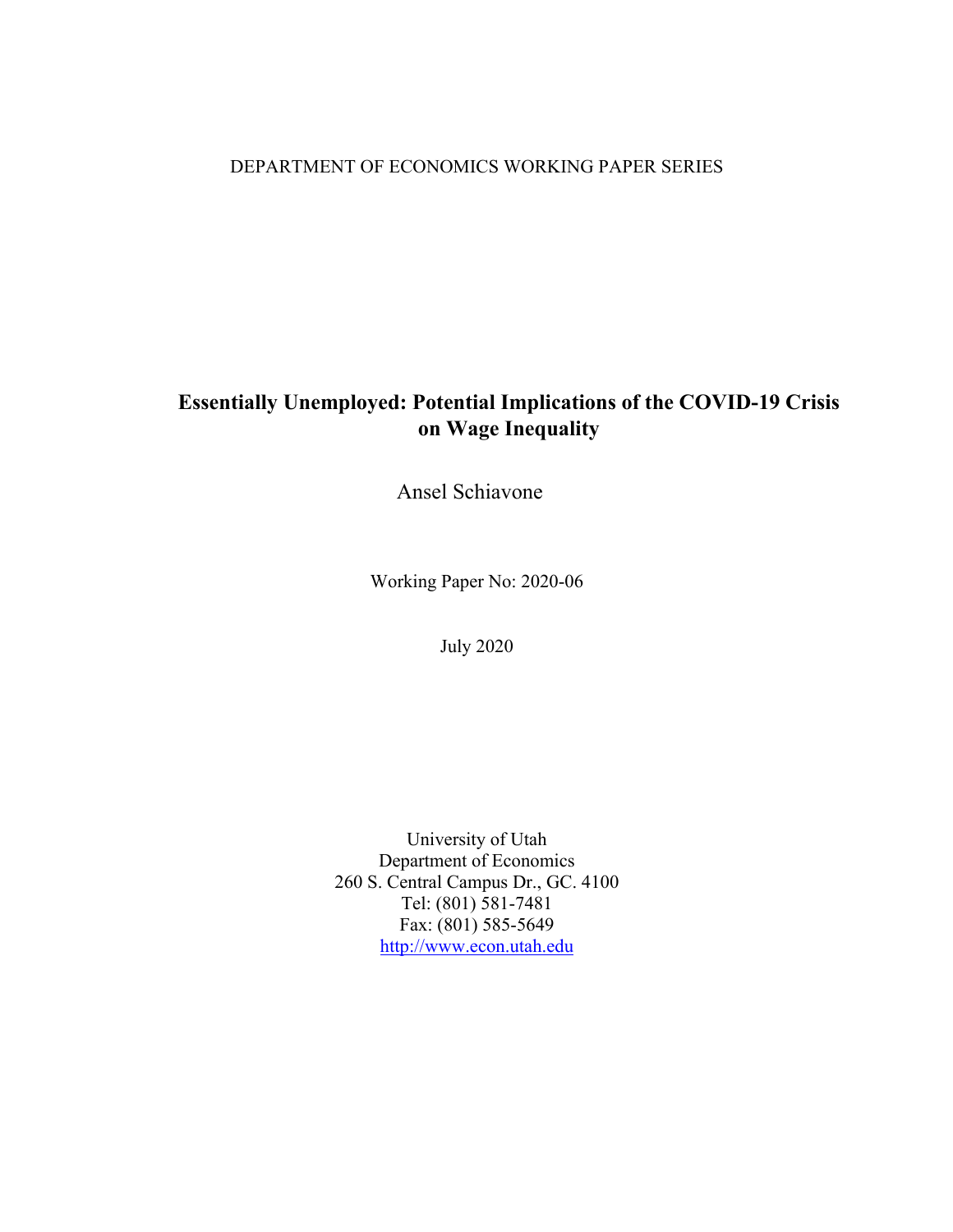DEPARTMENT OF ECONOMICS WORKING PAPER SERIES

# Essentially Unemployed: Potential Implications of the COVID-19 Crisis on Wage Inequality

Ansel Schiavone

Working Paper No: 2020-06

July 2020

University of Utah
Department of Economics
260 S. Central Campus Dr., GC. 4100
Tel: (801) 581-7481
Fax: (801) 585-5649
http://www.econ.utah.edu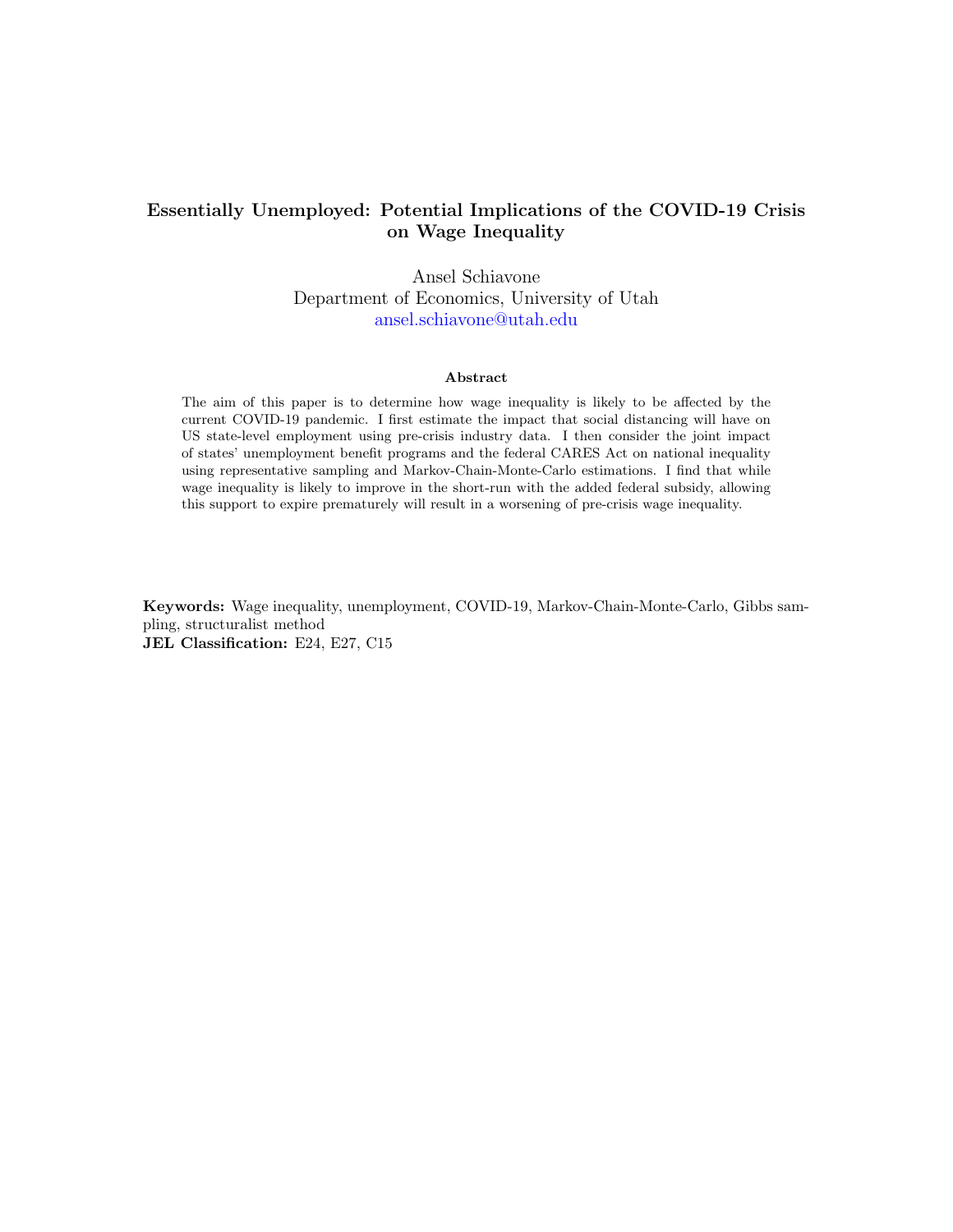**Essentially Unemployed: Potential Implications of the COVID-19 Crisis on Wage Inequality**

Ansel Schiavone
Department of Economics, University of Utah
ansel.schiavone@utah.edu

**Abstract**

The aim of this paper is to determine how wage inequality is likely to be affected by the current COVID-19 pandemic. I first estimate the impact that social distancing will have on US state-level employment using pre-crisis industry data. I then consider the joint impact of states' unemployment benefit programs and the federal CARES Act on national inequality using representative sampling and Markov-Chain-Monte-Carlo estimations. I find that while wage inequality is likely to improve in the short-run with the added federal subsidy, allowing this support to expire prematurely will result in a worsening of pre-crisis wage inequality.

**Keywords:** Wage inequality, unemployment, COVID-19, Markov-Chain-Monte-Carlo, Gibbs sampling, structuralist method
**JEL Classification:** E24, E27, C15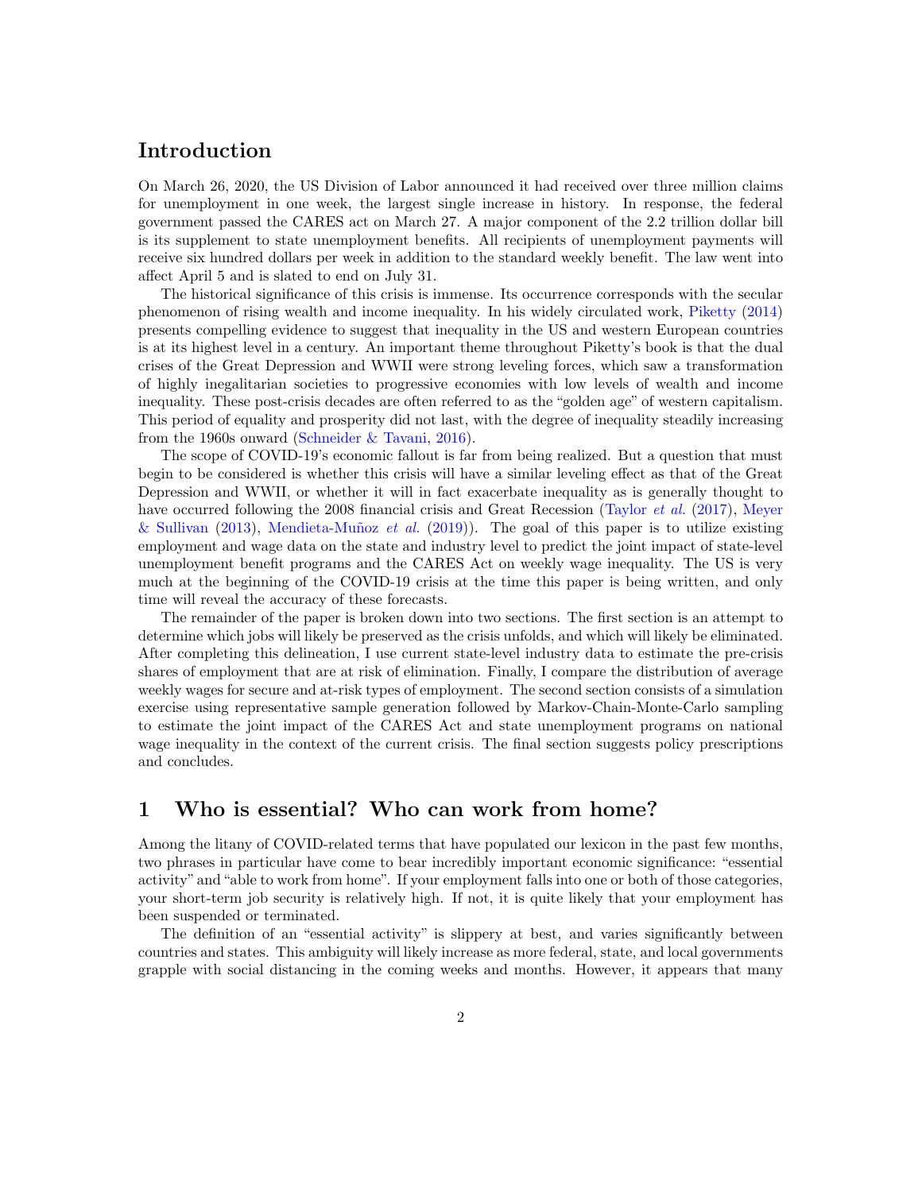## Introduction

On March 26, 2020, the US Division of Labor announced it had received over three million claims for unemployment in one week, the largest single increase in history. In response, the federal government passed the CARES act on March 27. A major component of the 2.2 trillion dollar bill is its supplement to state unemployment benefits. All recipients of unemployment payments will receive six hundred dollars per week in addition to the standard weekly benefit. The law went into affect April 5 and is slated to end on July 31.

The historical significance of this crisis is immense. Its occurrence corresponds with the secular phenomenon of rising wealth and income inequality. In his widely circulated work, Piketty (2014) presents compelling evidence to suggest that inequality in the US and western European countries is at its highest level in a century. An important theme throughout Piketty's book is that the dual crises of the Great Depression and WWII were strong leveling forces, which saw a transformation of highly inegalitarian societies to progressive economies with low levels of wealth and income inequality. These post-crisis decades are often referred to as the "golden age" of western capitalism. This period of equality and prosperity did not last, with the degree of inequality steadily increasing from the 1960s onward (Schneider & Tavani, 2016).

The scope of COVID-19's economic fallout is far from being realized. But a question that must begin to be considered is whether this crisis will have a similar leveling effect as that of the Great Depression and WWII, or whether it will in fact exacerbate inequality as is generally thought to have occurred following the 2008 financial crisis and Great Recession (Taylor *et al.* (2017), Meyer & Sullivan (2013), Mendieta-Muñoz *et al.* (2019)). The goal of this paper is to utilize existing employment and wage data on the state and industry level to predict the joint impact of state-level unemployment benefit programs and the CARES Act on weekly wage inequality. The US is very much at the beginning of the COVID-19 crisis at the time this paper is being written, and only time will reveal the accuracy of these forecasts.

The remainder of the paper is broken down into two sections. The first section is an attempt to determine which jobs will likely be preserved as the crisis unfolds, and which will likely be eliminated. After completing this delineation, I use current state-level industry data to estimate the pre-crisis shares of employment that are at risk of elimination. Finally, I compare the distribution of average weekly wages for secure and at-risk types of employment. The second section consists of a simulation exercise using representative sample generation followed by Markov-Chain-Monte-Carlo sampling to estimate the joint impact of the CARES Act and state unemployment programs on national wage inequality in the context of the current crisis. The final section suggests policy prescriptions and concludes.

## 1 Who is essential? Who can work from home?

Among the litany of COVID-related terms that have populated our lexicon in the past few months, two phrases in particular have come to bear incredibly important economic significance: "essential activity" and "able to work from home". If your employment falls into one or both of those categories, your short-term job security is relatively high. If not, it is quite likely that your employment has been suspended or terminated.

The definition of an "essential activity" is slippery at best, and varies significantly between countries and states. This ambiguity will likely increase as more federal, state, and local governments grapple with social distancing in the coming weeks and months. However, it appears that many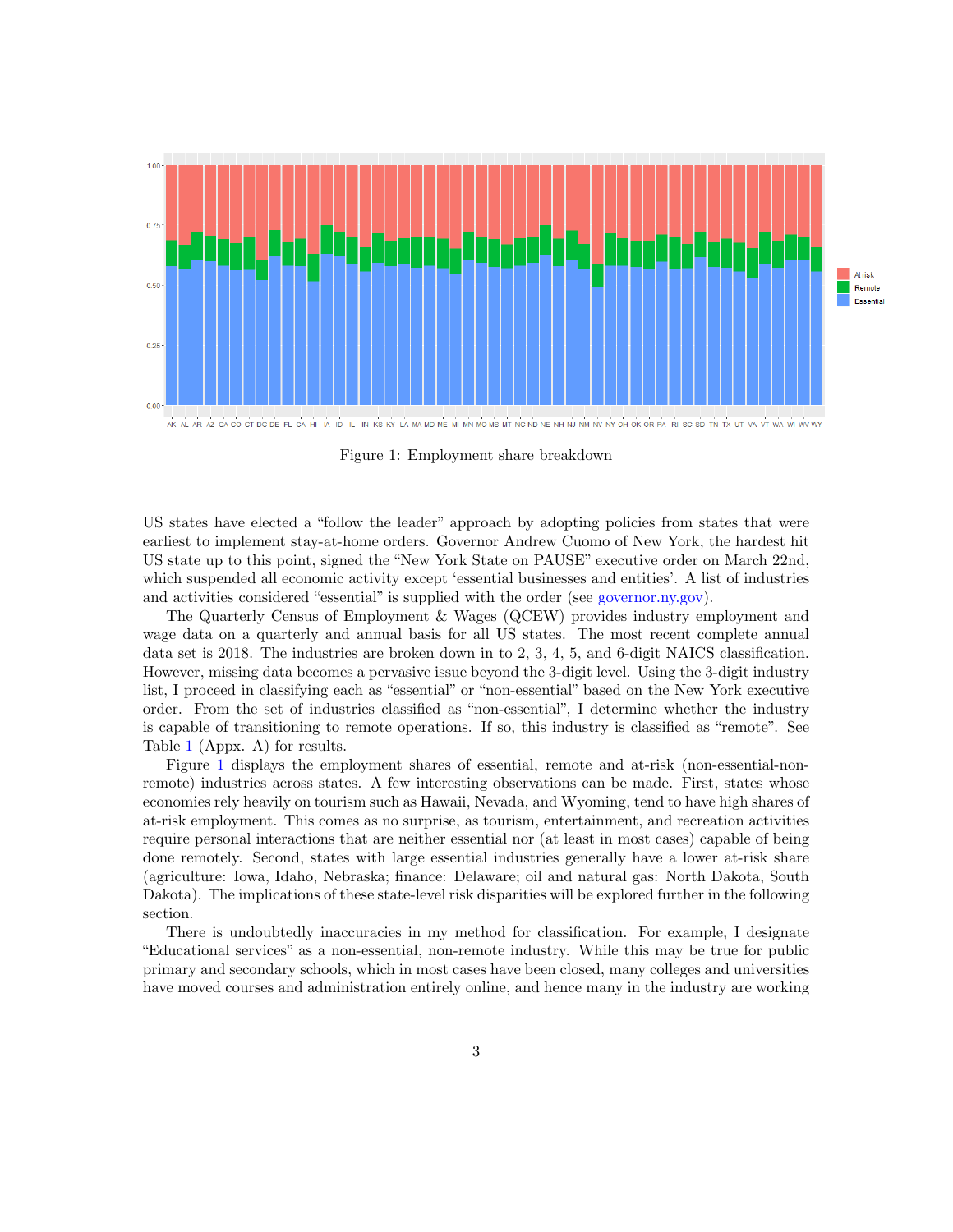Figure 1: Employment share breakdown

US states have elected a "follow the leader" approach by adopting policies from states that were earliest to implement stay-at-home orders. Governor Andrew Cuomo of New York, the hardest hit US state up to this point, signed the "New York State on PAUSE" executive order on March 22nd, which suspended all economic activity except 'essential businesses and entities'. A list of industries and activities considered "essential" is supplied with the order (see governor.ny.gov).

The Quarterly Census of Employment & Wages (QCEW) provides industry employment and wage data on a quarterly and annual basis for all US states. The most recent complete annual data set is 2018. The industries are broken down in to 2, 3, 4, 5, and 6-digit NAICS classification. However, missing data becomes a pervasive issue beyond the 3-digit level. Using the 3-digit industry list, I proceed in classifying each as "essential" or "non-essential" based on the New York executive order. From the set of industries classified as "non-essential", I determine whether the industry is capable of transitioning to remote operations. If so, this industry is classified as "remote". See Table 1 (Appx. A) for results.

Figure 1 displays the employment shares of essential, remote and at-risk (non-essential-non-remote) industries across states. A few interesting observations can be made. First, states whose economies rely heavily on tourism such as Hawaii, Nevada, and Wyoming, tend to have high shares of at-risk employment. This comes as no surprise, as tourism, entertainment, and recreation activities require personal interactions that are neither essential nor (at least in most cases) capable of being done remotely. Second, states with large essential industries generally have a lower at-risk share (agriculture: Iowa, Idaho, Nebraska; finance: Delaware; oil and natural gas: North Dakota, South Dakota). The implications of these state-level risk disparities will be explored further in the following section.

There is undoubtedly inaccuracies in my method for classification. For example, I designate "Educational services" as a non-essential, non-remote industry. While this may be true for public primary and secondary schools, which in most cases have been closed, many colleges and universities have moved courses and administration entirely online, and hence many in the industry are working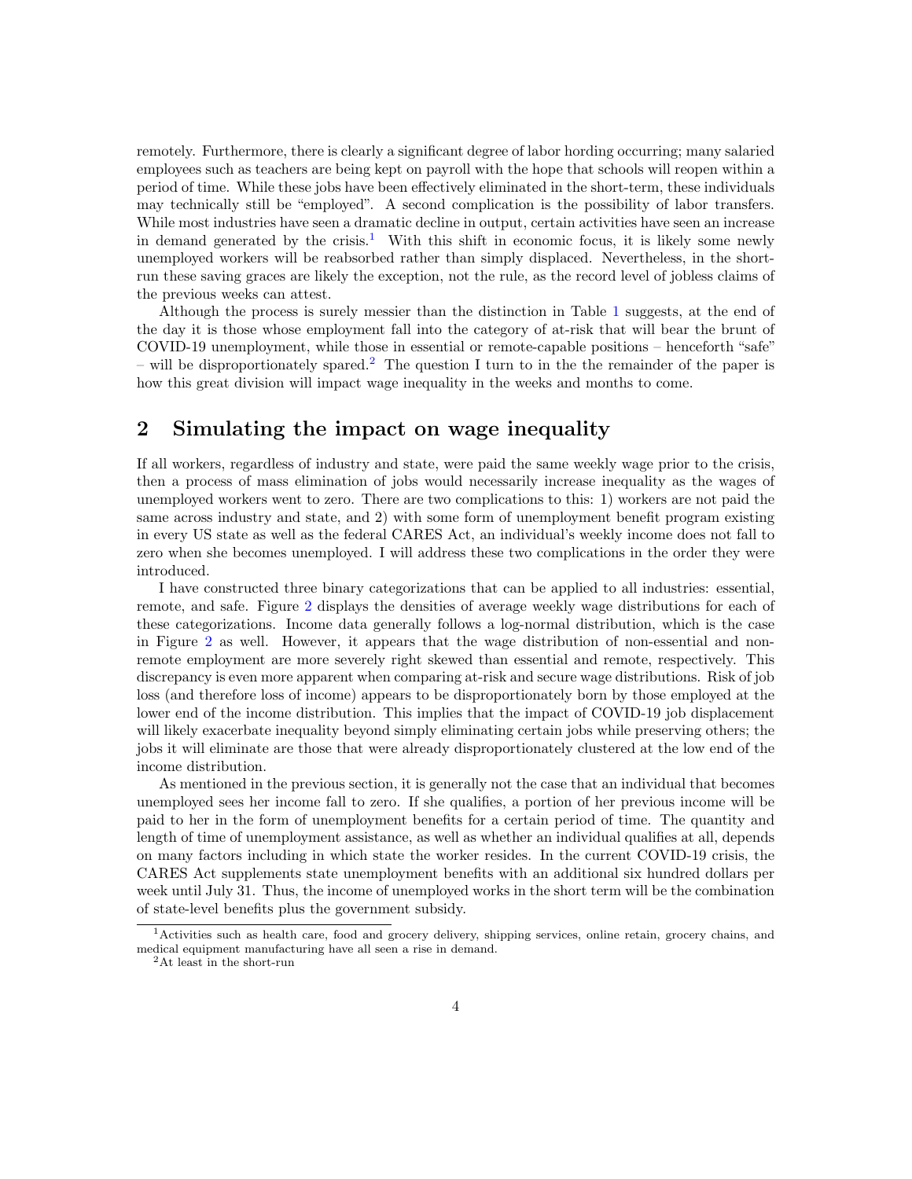remotely. Furthermore, there is clearly a significant degree of labor hording occurring; many salaried employees such as teachers are being kept on payroll with the hope that schools will reopen within a period of time. While these jobs have been effectively eliminated in the short-term, these individuals may technically still be "employed". A second complication is the possibility of labor transfers. While most industries have seen a dramatic decline in output, certain activities have seen an increase in demand generated by the crisis.[1] With this shift in economic focus, it is likely some newly unemployed workers will be reabsorbed rather than simply displaced. Nevertheless, in the short-run these saving graces are likely the exception, not the rule, as the record level of jobless claims of the previous weeks can attest.

Although the process is surely messier than the distinction in Table 1 suggests, at the end of the day it is those whose employment fall into the category of at-risk that will bear the brunt of COVID-19 unemployment, while those in essential or remote-capable positions – henceforth "safe" – will be disproportionately spared.[2] The question I turn to in the the remainder of the paper is how this great division will impact wage inequality in the weeks and months to come.

## 2 Simulating the impact on wage inequality

If all workers, regardless of industry and state, were paid the same weekly wage prior to the crisis, then a process of mass elimination of jobs would necessarily increase inequality as the wages of unemployed workers went to zero. There are two complications to this: 1) workers are not paid the same across industry and state, and 2) with some form of unemployment benefit program existing in every US state as well as the federal CARES Act, an individual's weekly income does not fall to zero when she becomes unemployed. I will address these two complications in the order they were introduced.

I have constructed three binary categorizations that can be applied to all industries: essential, remote, and safe. Figure 2 displays the densities of average weekly wage distributions for each of these categorizations. Income data generally follows a log-normal distribution, which is the case in Figure 2 as well. However, it appears that the wage distribution of non-essential and non-remote employment are more severely right skewed than essential and remote, respectively. This discrepancy is even more apparent when comparing at-risk and secure wage distributions. Risk of job loss (and therefore loss of income) appears to be disproportionately born by those employed at the lower end of the income distribution. This implies that the impact of COVID-19 job displacement will likely exacerbate inequality beyond simply eliminating certain jobs while preserving others; the jobs it will eliminate are those that were already disproportionately clustered at the low end of the income distribution.

As mentioned in the previous section, it is generally not the case that an individual that becomes unemployed sees her income fall to zero. If she qualifies, a portion of her previous income will be paid to her in the form of unemployment benefits for a certain period of time. The quantity and length of time of unemployment assistance, as well as whether an individual qualifies at all, depends on many factors including in which state the worker resides. In the current COVID-19 crisis, the CARES Act supplements state unemployment benefits with an additional six hundred dollars per week until July 31. Thus, the income of unemployed works in the short term will be the combination of state-level benefits plus the government subsidy.

[1] Activities such as health care, food and grocery delivery, shipping services, online retain, grocery chains, and medical equipment manufacturing have all seen a rise in demand.

[2] At least in the short-run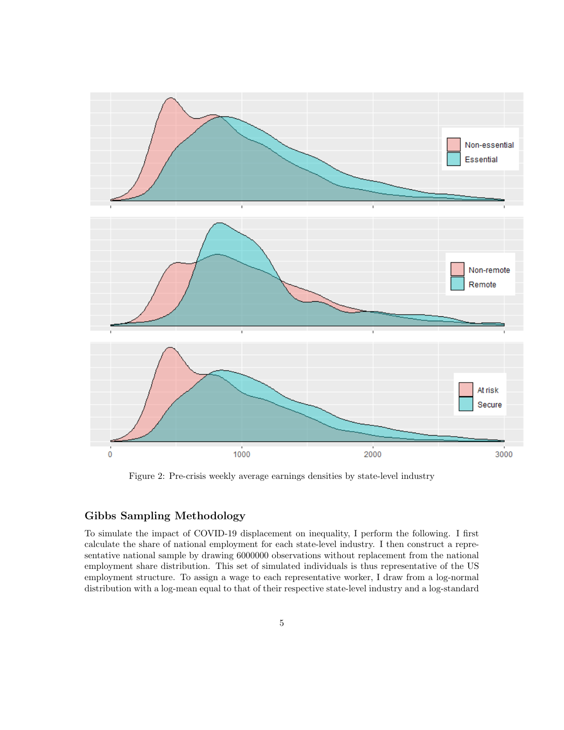Figure 2: Pre-crisis weekly average earnings densities by state-level industry

### Gibbs Sampling Methodology

To simulate the impact of COVID-19 displacement on inequality, I perform the following. I first calculate the share of national employment for each state-level industry. I then construct a representative national sample by drawing 6000000 observations without replacement from the national employment share distribution. This set of simulated individuals is thus representative of the US employment structure. To assign a wage to each representative worker, I draw from a log-normal distribution with a log-mean equal to that of their respective state-level industry and a log-standard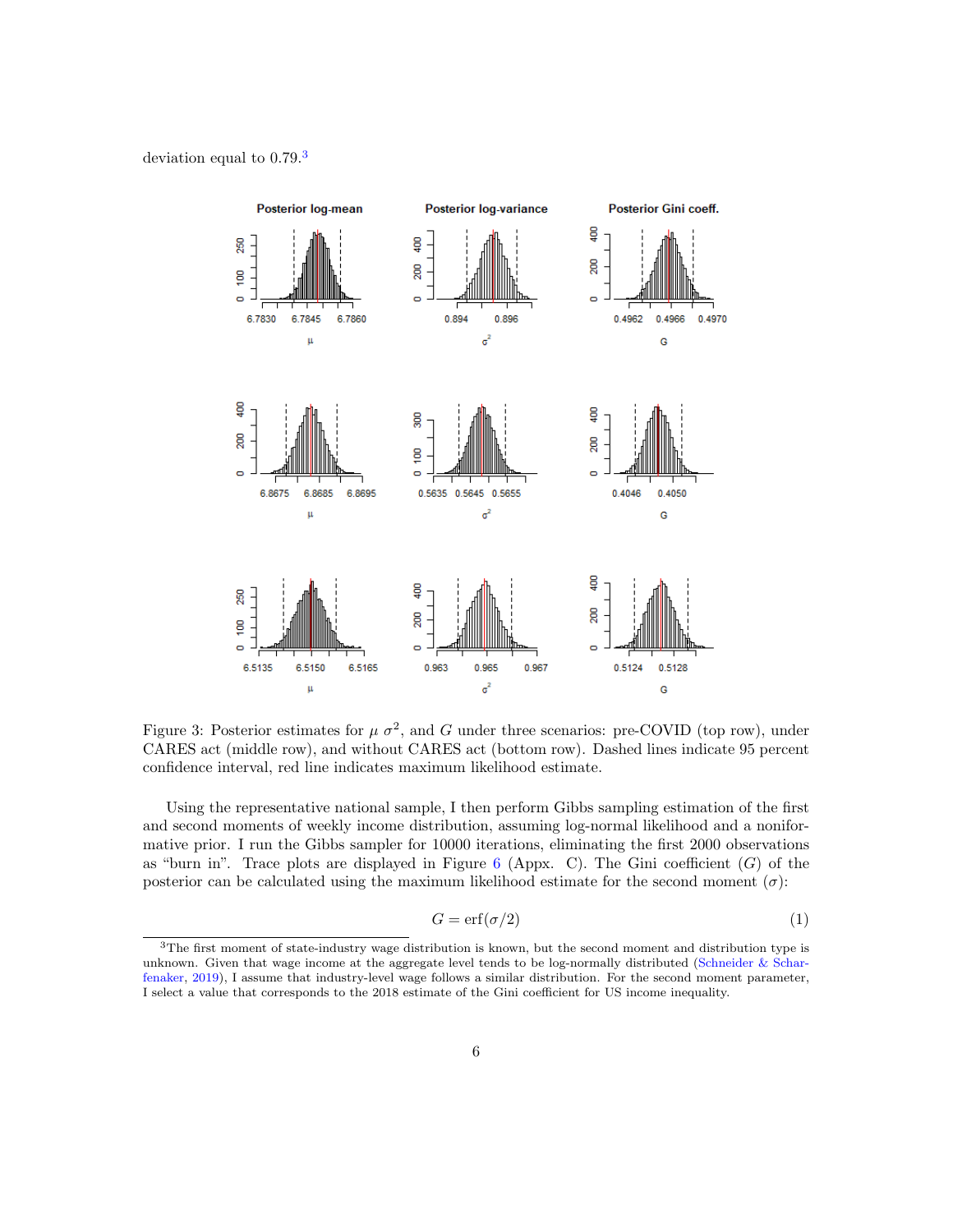deviation equal to 0.79.[3]

Figure 3: Posterior estimates for $\mu$ $\sigma^2$, and $G$ under three scenarios: pre-COVID (top row), under CARES act (middle row), and without CARES act (bottom row). Dashed lines indicate 95 percent confidence interval, red line indicates maximum likelihood estimate.

Using the representative national sample, I then perform Gibbs sampling estimation of the first and second moments of weekly income distribution, assuming log-normal likelihood and a noninformative prior. I run the Gibbs sampler for 10000 iterations, eliminating the first 2000 observations as "burn in". Trace plots are displayed in Figure 6 (Appx. C). The Gini coefficient ($G$) of the posterior can be calculated using the maximum likelihood estimate for the second moment ($\sigma$):

$$G = \text{erf}(\sigma/2) \tag{1}$$

[3] The first moment of state-industry wage distribution is known, but the second moment and distribution type is unknown. Given that wage income at the aggregate level tends to be log-normally distributed (Schneider & Scharfenaker, 2019), I assume that industry-level wage follows a similar distribution. For the second moment parameter, I select a value that corresponds to the 2018 estimate of the Gini coefficient for US income inequality.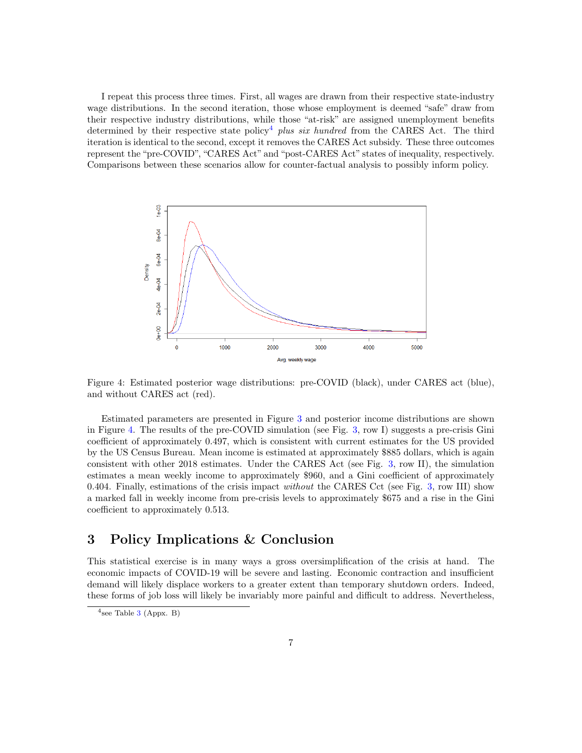I repeat this process three times. First, all wages are drawn from their respective state-industry wage distributions. In the second iteration, those whose employment is deemed "safe" draw from their respective industry distributions, while those "at-risk" are assigned unemployment benefits determined by their respective state policy[4] *plus six hundred* from the CARES Act. The third iteration is identical to the second, except it removes the CARES Act subsidy. These three outcomes represent the "pre-COVID", "CARES Act" and "post-CARES Act" states of inequality, respectively. Comparisons between these scenarios allow for counter-factual analysis to possibly inform policy.

Figure 4: Estimated posterior wage distributions: pre-COVID (black), under CARES act (blue), and without CARES act (red).

Estimated parameters are presented in Figure 3 and posterior income distributions are shown in Figure 4. The results of the pre-COVID simulation (see Fig. 3, row I) suggests a pre-crisis Gini coefficient of approximately 0.497, which is consistent with current estimates for the US provided by the US Census Bureau. Mean income is estimated at approximately \$885 dollars, which is again consistent with other 2018 estimates. Under the CARES Act (see Fig. 3, row II), the simulation estimates a mean weekly income to approximately \$960, and a Gini coefficient of approximately 0.404. Finally, estimations of the crisis impact *without* the CARES Cct (see Fig. 3, row III) show a marked fall in weekly income from pre-crisis levels to approximately \$675 and a rise in the Gini coefficient to approximately 0.513.

## 3 Policy Implications & Conclusion

This statistical exercise is in many ways a gross oversimplification of the crisis at hand. The economic impacts of COVID-19 will be severe and lasting. Economic contraction and insufficient demand will likely displace workers to a greater extent than temporary shutdown orders. Indeed, these forms of job loss will likely be invariably more painful and difficult to address. Nevertheless,

[4] see Table 3 (Appx. B)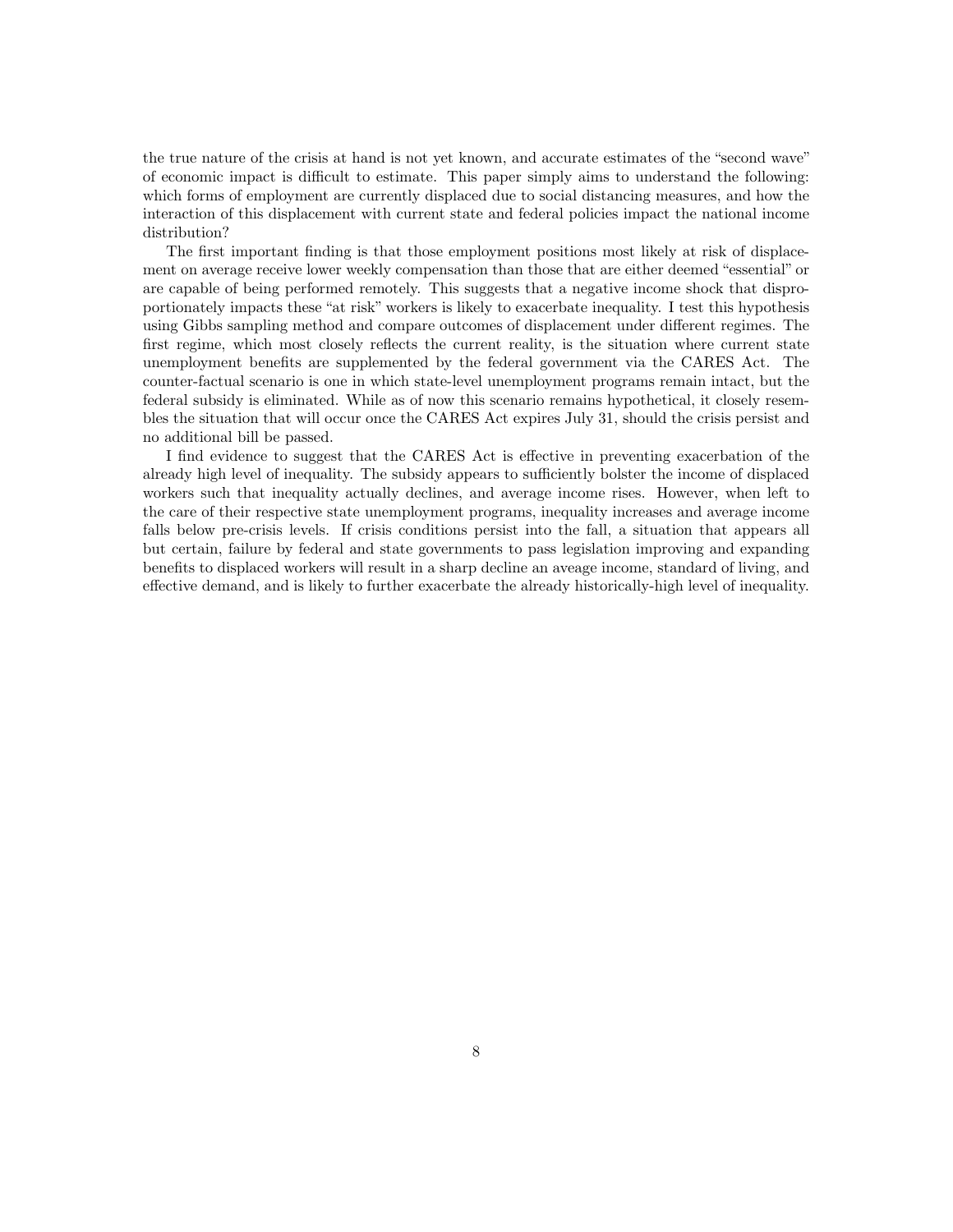the true nature of the crisis at hand is not yet known, and accurate estimates of the "second wave" of economic impact is difficult to estimate. This paper simply aims to understand the following: which forms of employment are currently displaced due to social distancing measures, and how the interaction of this displacement with current state and federal policies impact the national income distribution?

The first important finding is that those employment positions most likely at risk of displacement on average receive lower weekly compensation than those that are either deemed "essential" or are capable of being performed remotely. This suggests that a negative income shock that disproportionately impacts these "at risk" workers is likely to exacerbate inequality. I test this hypothesis using Gibbs sampling method and compare outcomes of displacement under different regimes. The first regime, which most closely reflects the current reality, is the situation where current state unemployment benefits are supplemented by the federal government via the CARES Act. The counter-factual scenario is one in which state-level unemployment programs remain intact, but the federal subsidy is eliminated. While as of now this scenario remains hypothetical, it closely resembles the situation that will occur once the CARES Act expires July 31, should the crisis persist and no additional bill be passed.

I find evidence to suggest that the CARES Act is effective in preventing exacerbation of the already high level of inequality. The subsidy appears to sufficiently bolster the income of displaced workers such that inequality actually declines, and average income rises. However, when left to the care of their respective state unemployment programs, inequality increases and average income falls below pre-crisis levels. If crisis conditions persist into the fall, a situation that appears all but certain, failure by federal and state governments to pass legislation improving and expanding benefits to displaced workers will result in a sharp decline an aveage income, standard of living, and effective demand, and is likely to further exacerbate the already historically-high level of inequality.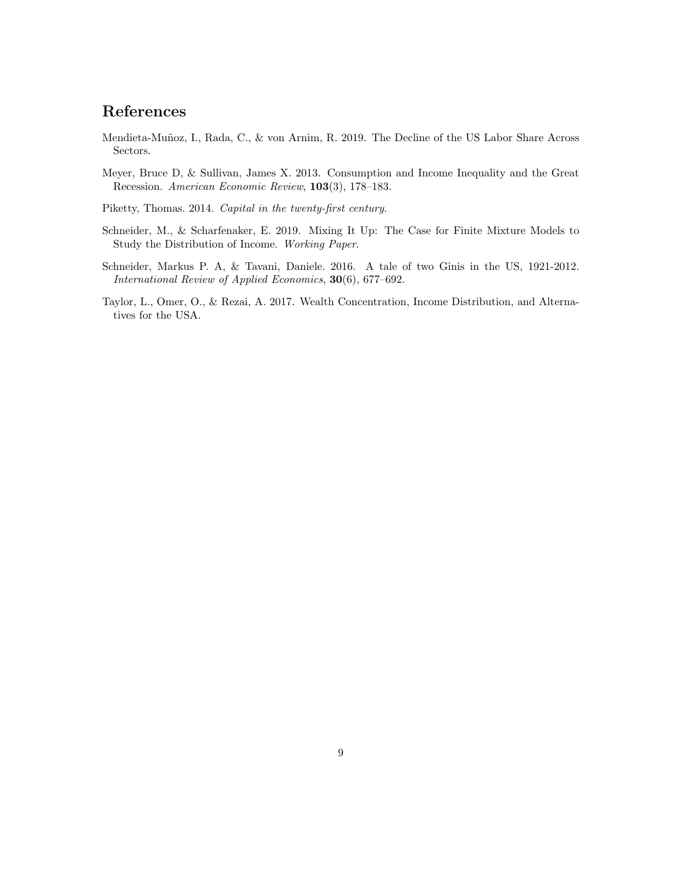## References

Mendieta-Muñoz, I., Rada, C., & von Arnim, R. 2019. The Decline of the US Labor Share Across Sectors.

Meyer, Bruce D, & Sullivan, James X. 2013. Consumption and Income Inequality and the Great Recession. *American Economic Review*, **103**(3), 178–183.

Piketty, Thomas. 2014. *Capital in the twenty-first century*.

Schneider, M., & Scharfenaker, E. 2019. Mixing It Up: The Case for Finite Mixture Models to Study the Distribution of Income. *Working Paper*.

Schneider, Markus P. A, & Tavani, Daniele. 2016. A tale of two Ginis in the US, 1921-2012. *International Review of Applied Economics*, **30**(6), 677–692.

Taylor, L., Omer, O., & Rezai, A. 2017. Wealth Concentration, Income Distribution, and Alternatives for the USA.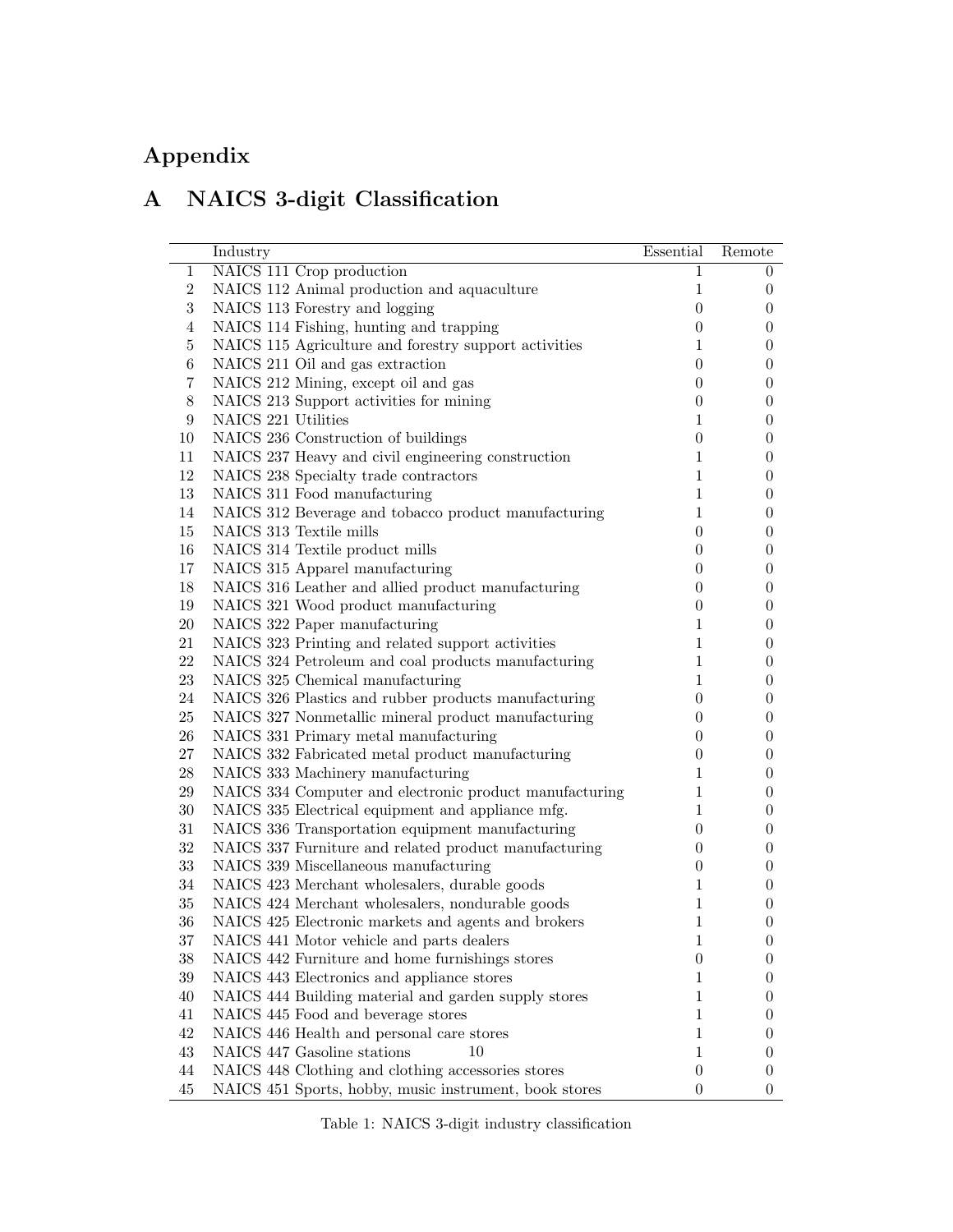# Appendix

## A NAICS 3-digit Classification

| | Industry | Essential | Remote |
|---|---|---|---|
| 1 | NAICS 111 Crop production | 1 | 0 |
| 2 | NAICS 112 Animal production and aquaculture | 1 | 0 |
| 3 | NAICS 113 Forestry and logging | 0 | 0 |
| 4 | NAICS 114 Fishing, hunting and trapping | 0 | 0 |
| 5 | NAICS 115 Agriculture and forestry support activities | 1 | 0 |
| 6 | NAICS 211 Oil and gas extraction | 0 | 0 |
| 7 | NAICS 212 Mining, except oil and gas | 0 | 0 |
| 8 | NAICS 213 Support activities for mining | 0 | 0 |
| 9 | NAICS 221 Utilities | 1 | 0 |
| 10 | NAICS 236 Construction of buildings | 0 | 0 |
| 11 | NAICS 237 Heavy and civil engineering construction | 1 | 0 |
| 12 | NAICS 238 Specialty trade contractors | 1 | 0 |
| 13 | NAICS 311 Food manufacturing | 1 | 0 |
| 14 | NAICS 312 Beverage and tobacco product manufacturing | 1 | 0 |
| 15 | NAICS 313 Textile mills | 0 | 0 |
| 16 | NAICS 314 Textile product mills | 0 | 0 |
| 17 | NAICS 315 Apparel manufacturing | 0 | 0 |
| 18 | NAICS 316 Leather and allied product manufacturing | 0 | 0 |
| 19 | NAICS 321 Wood product manufacturing | 0 | 0 |
| 20 | NAICS 322 Paper manufacturing | 1 | 0 |
| 21 | NAICS 323 Printing and related support activities | 1 | 0 |
| 22 | NAICS 324 Petroleum and coal products manufacturing | 1 | 0 |
| 23 | NAICS 325 Chemical manufacturing | 1 | 0 |
| 24 | NAICS 326 Plastics and rubber products manufacturing | 0 | 0 |
| 25 | NAICS 327 Nonmetallic mineral product manufacturing | 0 | 0 |
| 26 | NAICS 331 Primary metal manufacturing | 0 | 0 |
| 27 | NAICS 332 Fabricated metal product manufacturing | 0 | 0 |
| 28 | NAICS 333 Machinery manufacturing | 1 | 0 |
| 29 | NAICS 334 Computer and electronic product manufacturing | 1 | 0 |
| 30 | NAICS 335 Electrical equipment and appliance mfg. | 1 | 0 |
| 31 | NAICS 336 Transportation equipment manufacturing | 0 | 0 |
| 32 | NAICS 337 Furniture and related product manufacturing | 0 | 0 |
| 33 | NAICS 339 Miscellaneous manufacturing | 0 | 0 |
| 34 | NAICS 423 Merchant wholesalers, durable goods | 1 | 0 |
| 35 | NAICS 424 Merchant wholesalers, nondurable goods | 1 | 0 |
| 36 | NAICS 425 Electronic markets and agents and brokers | 1 | 0 |
| 37 | NAICS 441 Motor vehicle and parts dealers | 1 | 0 |
| 38 | NAICS 442 Furniture and home furnishings stores | 0 | 0 |
| 39 | NAICS 443 Electronics and appliance stores | 1 | 0 |
| 40 | NAICS 444 Building material and garden supply stores | 1 | 0 |
| 41 | NAICS 445 Food and beverage stores | 1 | 0 |
| 42 | NAICS 446 Health and personal care stores | 1 | 0 |
| 43 | NAICS 447 Gasoline stations | 1 | 0 |
| 44 | NAICS 448 Clothing and clothing accessories stores | 0 | 0 |
| 45 | NAICS 451 Sports, hobby, music instrument, book stores | 0 | 0 |

Table 1: NAICS 3-digit industry classification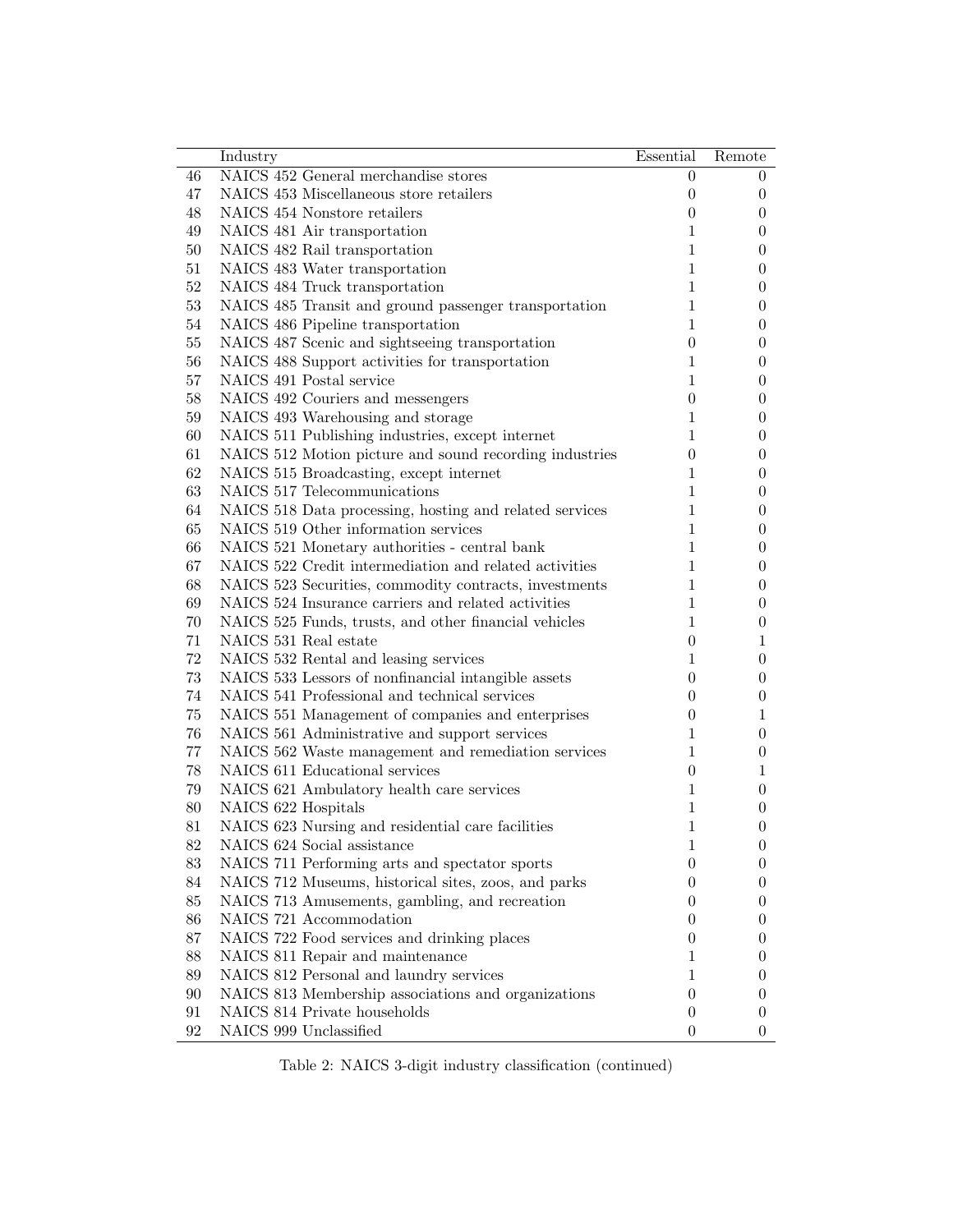| | Industry | Essential | Remote |
|---|---|---|---|
| 46 | NAICS 452 General merchandise stores | 0 | 0 |
| 47 | NAICS 453 Miscellaneous store retailers | 0 | 0 |
| 48 | NAICS 454 Nonstore retailers | 0 | 0 |
| 49 | NAICS 481 Air transportation | 1 | 0 |
| 50 | NAICS 482 Rail transportation | 1 | 0 |
| 51 | NAICS 483 Water transportation | 1 | 0 |
| 52 | NAICS 484 Truck transportation | 1 | 0 |
| 53 | NAICS 485 Transit and ground passenger transportation | 1 | 0 |
| 54 | NAICS 486 Pipeline transportation | 1 | 0 |
| 55 | NAICS 487 Scenic and sightseeing transportation | 0 | 0 |
| 56 | NAICS 488 Support activities for transportation | 1 | 0 |
| 57 | NAICS 491 Postal service | 1 | 0 |
| 58 | NAICS 492 Couriers and messengers | 0 | 0 |
| 59 | NAICS 493 Warehousing and storage | 1 | 0 |
| 60 | NAICS 511 Publishing industries, except internet | 1 | 0 |
| 61 | NAICS 512 Motion picture and sound recording industries | 0 | 0 |
| 62 | NAICS 515 Broadcasting, except internet | 1 | 0 |
| 63 | NAICS 517 Telecommunications | 1 | 0 |
| 64 | NAICS 518 Data processing, hosting and related services | 1 | 0 |
| 65 | NAICS 519 Other information services | 1 | 0 |
| 66 | NAICS 521 Monetary authorities - central bank | 1 | 0 |
| 67 | NAICS 522 Credit intermediation and related activities | 1 | 0 |
| 68 | NAICS 523 Securities, commodity contracts, investments | 1 | 0 |
| 69 | NAICS 524 Insurance carriers and related activities | 1 | 0 |
| 70 | NAICS 525 Funds, trusts, and other financial vehicles | 1 | 0 |
| 71 | NAICS 531 Real estate | 0 | 1 |
| 72 | NAICS 532 Rental and leasing services | 1 | 0 |
| 73 | NAICS 533 Lessors of nonfinancial intangible assets | 0 | 0 |
| 74 | NAICS 541 Professional and technical services | 0 | 0 |
| 75 | NAICS 551 Management of companies and enterprises | 0 | 1 |
| 76 | NAICS 561 Administrative and support services | 1 | 0 |
| 77 | NAICS 562 Waste management and remediation services | 1 | 0 |
| 78 | NAICS 611 Educational services | 0 | 1 |
| 79 | NAICS 621 Ambulatory health care services | 1 | 0 |
| 80 | NAICS 622 Hospitals | 1 | 0 |
| 81 | NAICS 623 Nursing and residential care facilities | 1 | 0 |
| 82 | NAICS 624 Social assistance | 1 | 0 |
| 83 | NAICS 711 Performing arts and spectator sports | 0 | 0 |
| 84 | NAICS 712 Museums, historical sites, zoos, and parks | 0 | 0 |
| 85 | NAICS 713 Amusements, gambling, and recreation | 0 | 0 |
| 86 | NAICS 721 Accommodation | 0 | 0 |
| 87 | NAICS 722 Food services and drinking places | 0 | 0 |
| 88 | NAICS 811 Repair and maintenance | 1 | 0 |
| 89 | NAICS 812 Personal and laundry services | 1 | 0 |
| 90 | NAICS 813 Membership associations and organizations | 0 | 0 |
| 91 | NAICS 814 Private households | 0 | 0 |
| 92 | NAICS 999 Unclassified | 0 | 0 |

Table 2: NAICS 3-digit industry classification (continued)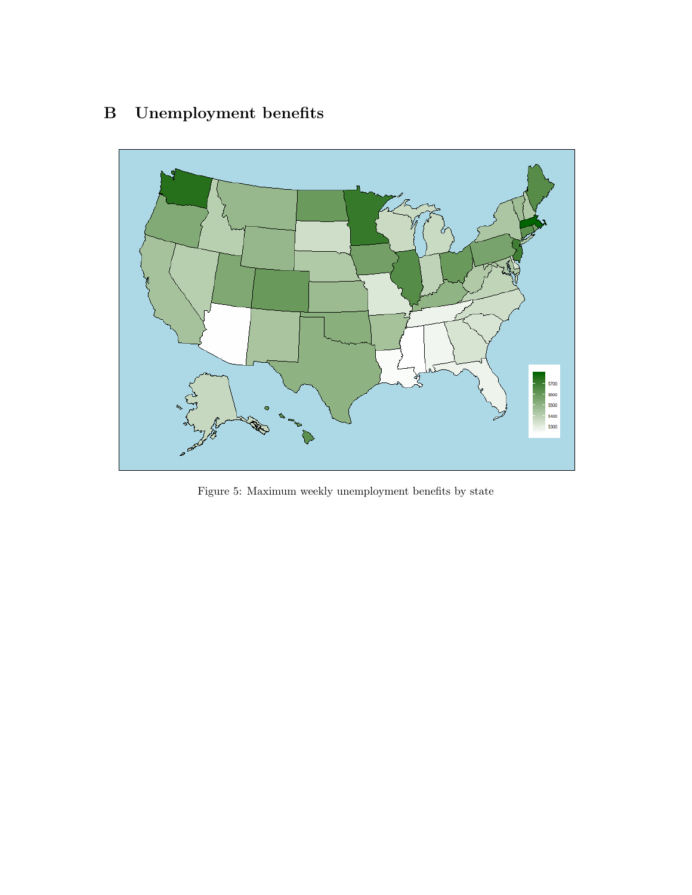# B Unemployment benefits

Figure 5: Maximum weekly unemployment benefits by state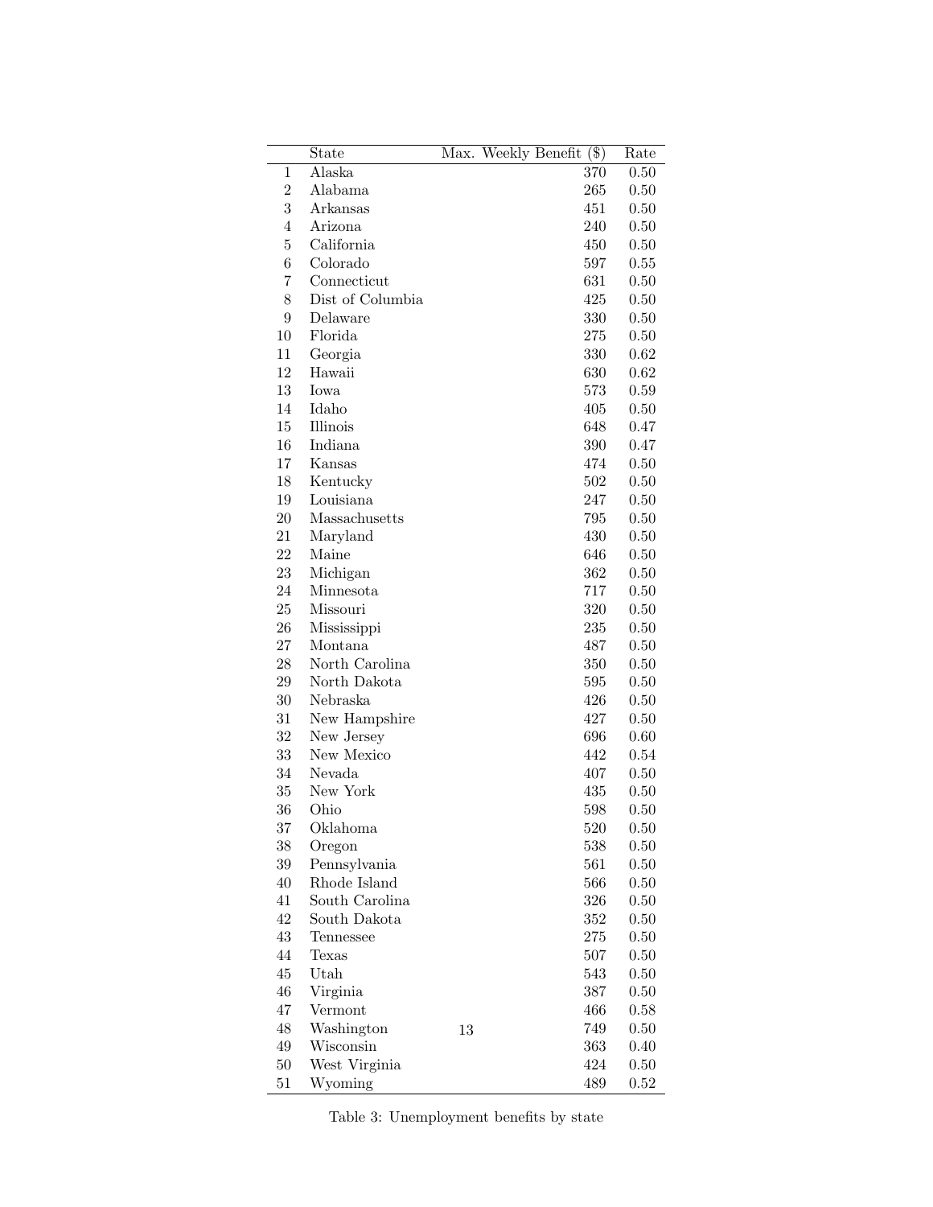|  | State | Max. Weekly Benefit ($) | Rate |
|---|---|---|---|
| 1 | Alaska | 370 | 0.50 |
| 2 | Alabama | 265 | 0.50 |
| 3 | Arkansas | 451 | 0.50 |
| 4 | Arizona | 240 | 0.50 |
| 5 | California | 450 | 0.50 |
| 6 | Colorado | 597 | 0.55 |
| 7 | Connecticut | 631 | 0.50 |
| 8 | Dist of Columbia | 425 | 0.50 |
| 9 | Delaware | 330 | 0.50 |
| 10 | Florida | 275 | 0.50 |
| 11 | Georgia | 330 | 0.62 |
| 12 | Hawaii | 630 | 0.62 |
| 13 | Iowa | 573 | 0.59 |
| 14 | Idaho | 405 | 0.50 |
| 15 | Illinois | 648 | 0.47 |
| 16 | Indiana | 390 | 0.47 |
| 17 | Kansas | 474 | 0.50 |
| 18 | Kentucky | 502 | 0.50 |
| 19 | Louisiana | 247 | 0.50 |
| 20 | Massachusetts | 795 | 0.50 |
| 21 | Maryland | 430 | 0.50 |
| 22 | Maine | 646 | 0.50 |
| 23 | Michigan | 362 | 0.50 |
| 24 | Minnesota | 717 | 0.50 |
| 25 | Missouri | 320 | 0.50 |
| 26 | Mississippi | 235 | 0.50 |
| 27 | Montana | 487 | 0.50 |
| 28 | North Carolina | 350 | 0.50 |
| 29 | North Dakota | 595 | 0.50 |
| 30 | Nebraska | 426 | 0.50 |
| 31 | New Hampshire | 427 | 0.50 |
| 32 | New Jersey | 696 | 0.60 |
| 33 | New Mexico | 442 | 0.54 |
| 34 | Nevada | 407 | 0.50 |
| 35 | New York | 435 | 0.50 |
| 36 | Ohio | 598 | 0.50 |
| 37 | Oklahoma | 520 | 0.50 |
| 38 | Oregon | 538 | 0.50 |
| 39 | Pennsylvania | 561 | 0.50 |
| 40 | Rhode Island | 566 | 0.50 |
| 41 | South Carolina | 326 | 0.50 |
| 42 | South Dakota | 352 | 0.50 |
| 43 | Tennessee | 275 | 0.50 |
| 44 | Texas | 507 | 0.50 |
| 45 | Utah | 543 | 0.50 |
| 46 | Virginia | 387 | 0.50 |
| 47 | Vermont | 466 | 0.58 |
| 48 | Washington | 749 | 0.50 |
| 49 | Wisconsin | 363 | 0.40 |
| 50 | West Virginia | 424 | 0.50 |
| 51 | Wyoming | 489 | 0.52 |

Table 3: Unemployment benefits by state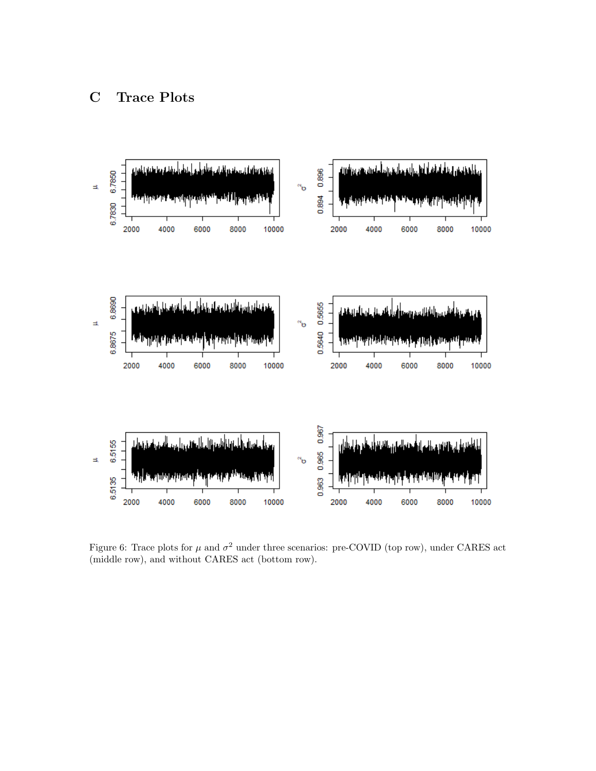## C Trace Plots

$\mu$
6.7850
6.7830
2000 4000 6000 8000 10000

$\sigma^2$
0.896
0.894
2000 4000 6000 8000 10000

$\mu$
6.8690
6.8675
2000 4000 6000 8000 10000

$\sigma^2$
0.5655
0.5640
2000 4000 6000 8000 10000

$\mu$
6.5155
6.5135
2000 4000 6000 8000 10000

$\sigma^2$
0.967
0.965
0.963
2000 4000 6000 8000 10000

Figure 6: Trace plots for $\mu$ and $\sigma^2$ under three scenarios: pre-COVID (top row), under CARES act (middle row), and without CARES act (bottom row).